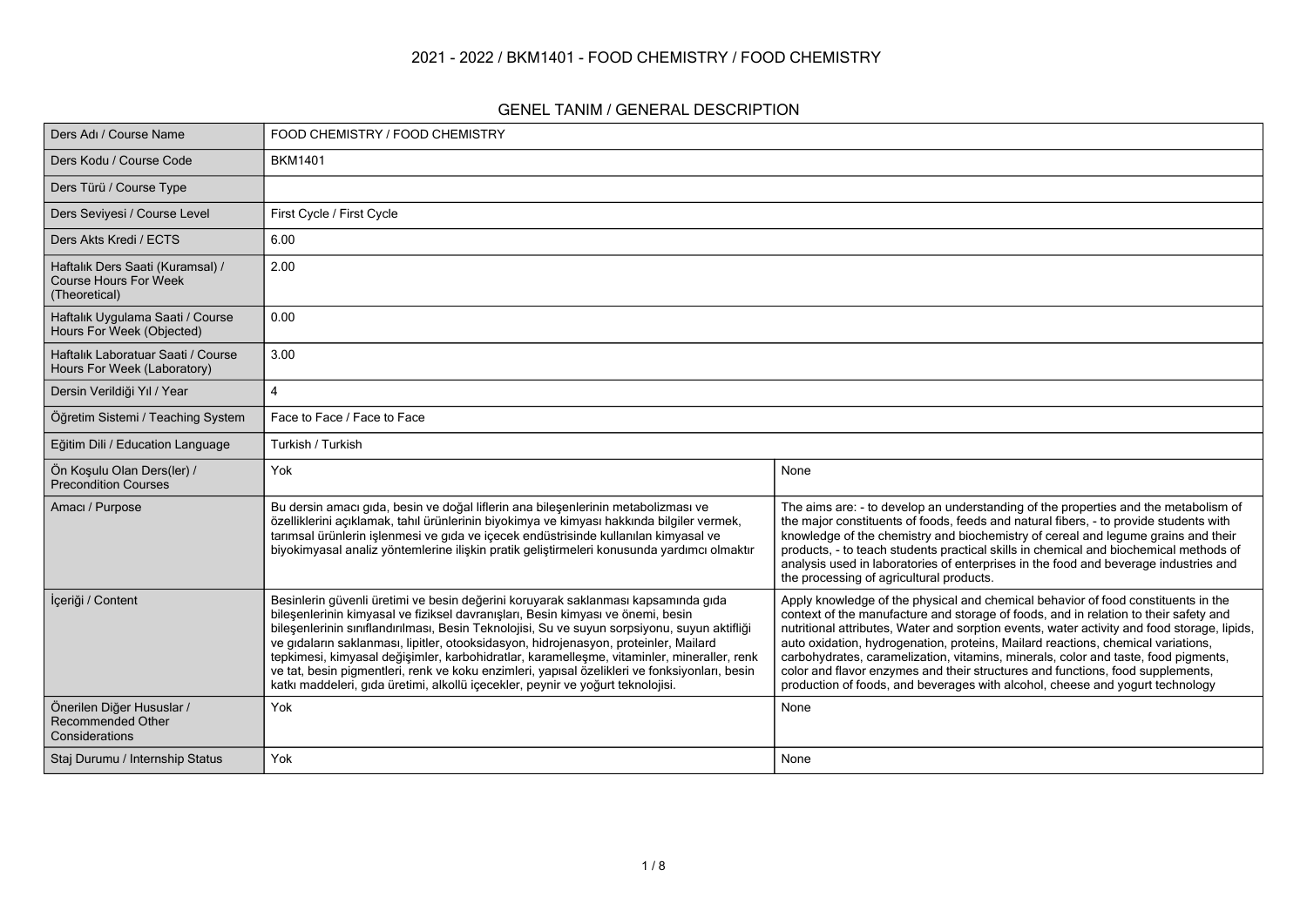# 2021 - 2022 / BKM1401 - FOOD CHEMISTRY / FOOD CHEMISTRY

## GENEL TANIM / GENERAL DESCRIPTION

| | | |
|---|---|---|
| Ders Adı / Course Name | FOOD CHEMISTRY / FOOD CHEMISTRY | |
| Ders Kodu / Course Code | BKM1401 | |
| Ders Türü / Course Type | | |
| Ders Seviyesi / Course Level | First Cycle / First Cycle | |
| Ders Akts Kredi / ECTS | 6.00 | |
| Haftalık Ders Saati (Kuramsal) / Course Hours For Week (Theoretical) | 2.00 | |
| Haftalık Uygulama Saati / Course Hours For Week (Objected) | 0.00 | |
| Haftalık Laboratuar Saati / Course Hours For Week (Laboratory) | 3.00 | |
| Dersin Verildiği Yıl / Year | 4 | |
| Öğretim Sistemi / Teaching System | Face to Face / Face to Face | |
| Eğitim Dili / Education Language | Turkish / Turkish | |
| Ön Koşulu Olan Ders(ler) / Precondition Courses | Yok | None |
| Amacı / Purpose | Bu dersin amacı gıda, besin ve doğal liflerin ana bileşenlerinin metabolizması ve özelliklerini açıklamak, tahıl ürünlerinin biyokimya ve kimyası hakkında bilgiler vermek, tarımsal ürünlerin işlenmesi ve gıda ve içecek endüstrisinde kullanılan kimyasal ve biyokimyasal analiz yöntemlerine ilişkin pratik geliştirmeleri konusunda yardımcı olmaktır | The aims are: - to develop an understanding of the properties and the metabolism of the major constituents of foods, feeds and natural fibers, - to provide students with knowledge of the chemistry and biochemistry of cereal and legume grains and their products, - to teach students practical skills in chemical and biochemical methods of analysis used in laboratories of enterprises in the food and beverage industries and the processing of agricultural products. |
| İçeriği / Content | Besinlerin güvenli üretimi ve besin değerini koruyarak saklanması kapsamında gıda bileşenlerinin kimyasal ve fiziksel davranışları, Besin kimyası ve önemi, besin bileşenlerinin sınıflandırılması, Besin Teknolojisi, Su ve suyun sorpsiyonu, suyun aktifliği ve gıdaların saklanması, lipitler, otooksidasyon, hidrojenasyon, proteinler, Mailard tepkimesi, kimyasal değişimler, karbohidratlar, karamelleşme, vitaminler, mineraller, renk ve tat, besin pigmentleri, renk ve koku enzimleri, yapısal özelikleri ve fonksiyonları, besin katkı maddeleri, gıda üretimi, alkollü içecekler, peynir ve yoğurt teknolojisi. | Apply knowledge of the physical and chemical behavior of food constituents in the context of the manufacture and storage of foods, and in relation to their safety and nutritional attributes, Water and sorption events, water activity and food storage, lipids, auto oxidation, hydrogenation, proteins, Mailard reactions, chemical variations, carbohydrates, caramelization, vitamins, minerals, color and taste, food pigments, color and flavor enzymes and their structures and functions, food supplements, production of foods, and beverages with alcohol, cheese and yogurt technology |
| Önerilen Diğer Hususlar / Recommended Other Considerations | Yok | None |
| Staj Durumu / Internship Status | Yok | None |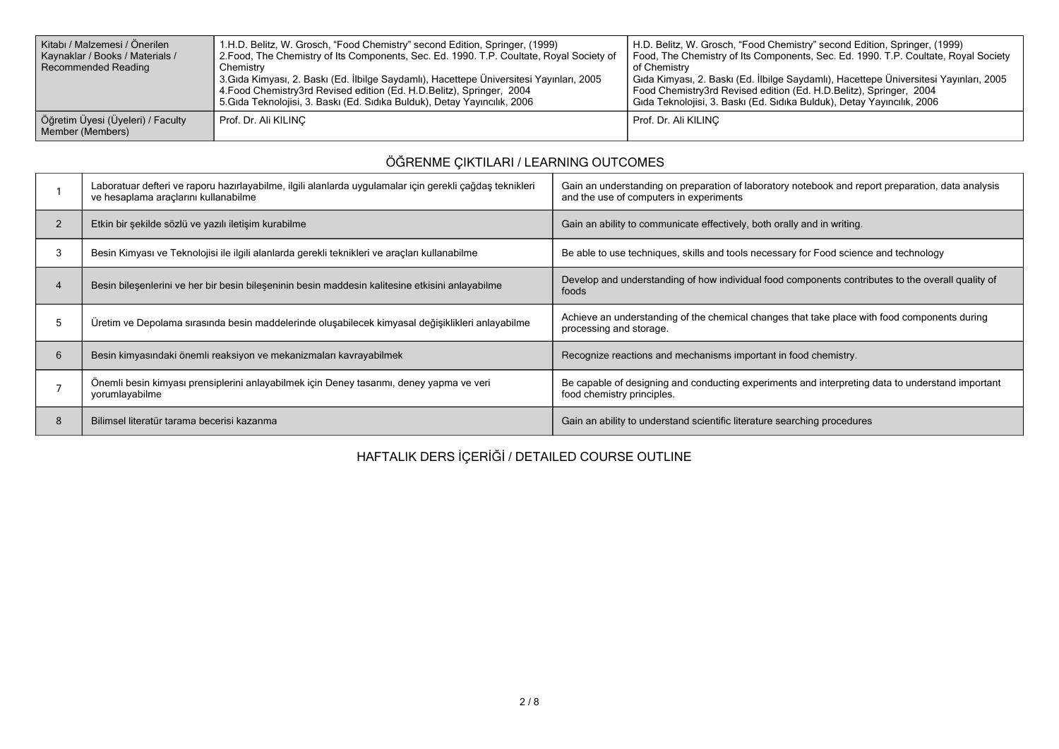| Kitabı / Malzemesi / Önerilen Kaynaklar / Books / Materials / Recommended Reading | 1.H.D. Belitz, W. Grosch, "Food Chemistry" second Edition, Springer, (1999)<br>2.Food, The Chemistry of Its Components, Sec. Ed. 1990. T.P. Coultate, Royal Society of Chemistry<br>3.Gıda Kimyası, 2. Baskı (Ed. İlbilge Saydamlı), Hacettepe Üniversitesi Yayınları, 2005<br>4.Food Chemistry3rd Revised edition (Ed. H.D.Belitz), Springer, 2004<br>5.Gıda Teknolojisi, 3. Baskı (Ed. Sıdıka Bulduk), Detay Yayıncılık, 2006 | H.D. Belitz, W. Grosch, "Food Chemistry" second Edition, Springer, (1999)<br>Food, The Chemistry of Its Components, Sec. Ed. 1990. T.P. Coultate, Royal Society of Chemistry<br>Gıda Kimyası, 2. Baskı (Ed. İlbilge Saydamlı), Hacettepe Üniversitesi Yayınları, 2005<br>Food Chemistry3rd Revised edition (Ed. H.D.Belitz), Springer, 2004<br>Gıda Teknolojisi, 3. Baskı (Ed. Sıdıka Bulduk), Detay Yayıncılık, 2006 |
|---|---|---|
| Öğretim Üyesi (Üyeleri) / Faculty Member (Members) | Prof. Dr. Ali KILINÇ | Prof. Dr. Ali KILINÇ |

## ÖĞRENME ÇIKTILARI / LEARNING OUTCOMES

| | | |
|---|---|---|
| 1 | Laboratuar defteri ve raporu hazırlayabilme, ilgili alanlarda uygulamalar için gerekli çağdaş teknikleri ve hesaplama araçlarını kullanabilme | Gain an understanding on preparation of laboratory notebook and report preparation, data analysis and the use of computers in experiments |
| 2 | Etkin bir şekilde sözlü ve yazılı iletişim kurabilme | Gain an ability to communicate effectively, both orally and in writing. |
| 3 | Besin Kimyası ve Teknolojisi ile ilgili alanlarda gerekli teknikleri ve araçları kullanabilme | Be able to use techniques, skills and tools necessary for Food science and technology |
| 4 | Besin bileşenlerini ve her bir besin bileşeninin besin maddesin kalitesine etkisini anlayabilme | Develop and understanding of how individual food components contributes to the overall quality of foods |
| 5 | Üretim ve Depolama sırasında besin maddelerinde oluşabilecek kimyasal değişiklikleri anlayabilme | Achieve an understanding of the chemical changes that take place with food components during processing and storage. |
| 6 | Besin kimyasındaki önemli reaksiyon ve mekanizmaları kavrayabilmek | Recognize reactions and mechanisms important in food chemistry. |
| 7 | Önemli besin kimyası prensiplerini anlayabilmek için Deney tasarımı, deney yapma ve veri yorumlayabilme | Be capable of designing and conducting experiments and interpreting data to understand important food chemistry principles. |
| 8 | Bilimsel literatür tarama becerisi kazanma | Gain an ability to understand scientific literature searching procedures |

## HAFTALIK DERS İÇERİĞİ / DETAILED COURSE OUTLINE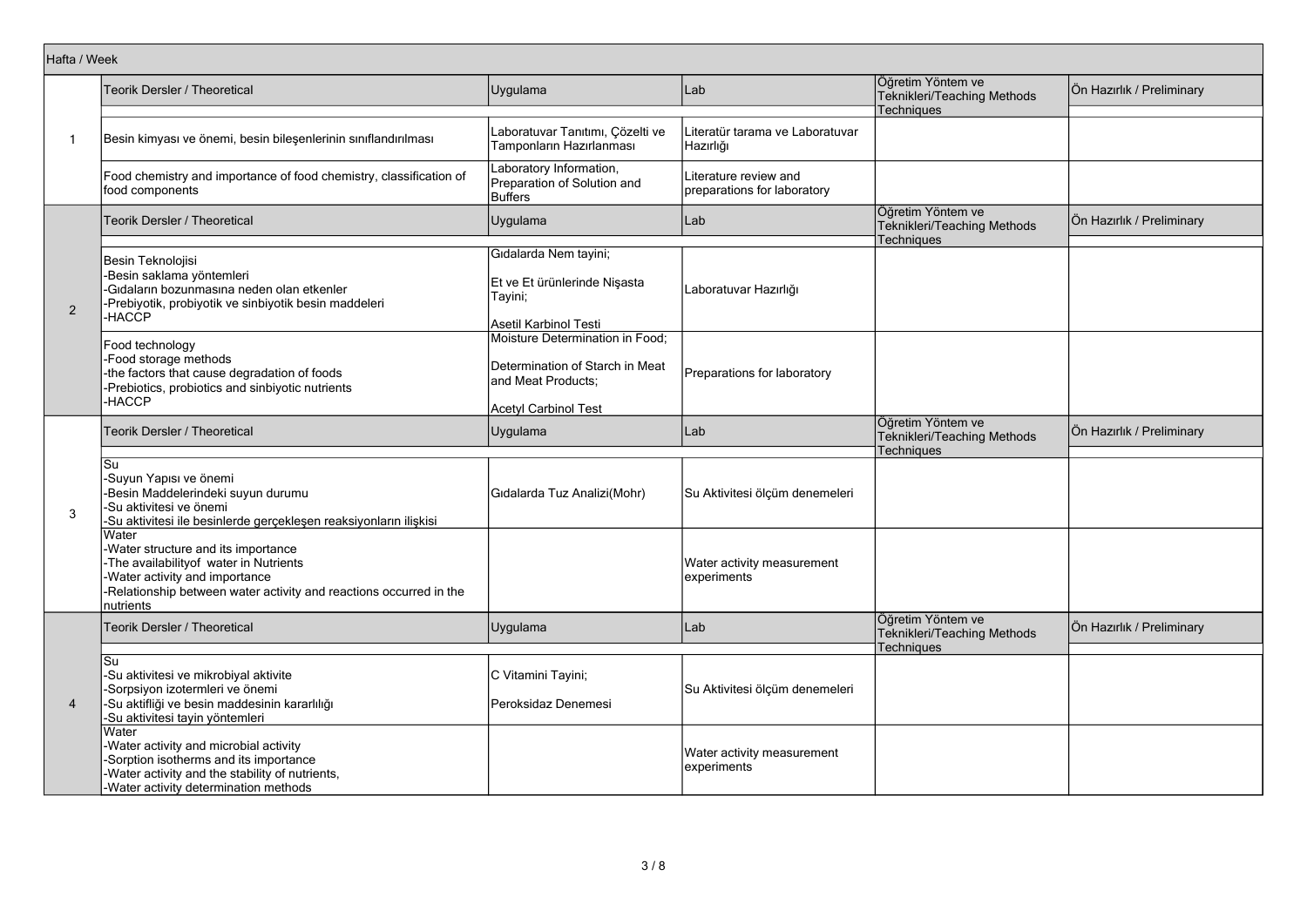| Hafta / Week | | | | | |
|---|---|---|---|---|---|
| | Teorik Dersler / Theoretical | Uygulama | Lab | Öğretim Yöntem ve Teknikleri/Teaching Methods Techniques | Ön Hazırlık / Preliminary |
| 1 | Besin kimyası ve önemi, besin bileşenlerinin sınıflandırılması | Laboratuvar Tanıtımı, Çözelti ve Tamponların Hazırlanması | Literatür tarama ve Laboratuvar Hazırlığı | | |
| | Food chemistry and importance of food chemistry, classification of food components | Laboratory Information, Preparation of Solution and Buffers | Literature review and preparations for laboratory | | |
| | Teorik Dersler / Theoretical | Uygulama | Lab | Öğretim Yöntem ve Teknikleri/Teaching Methods Techniques | Ön Hazırlık / Preliminary |
| 2 | Besin Teknolojisi<br>-Besin saklama yöntemleri<br>-Gıdaların bozunmasına neden olan etkenler<br>-Prebiyotik, probiyotik ve sinbiyotik besin maddeleri<br>-HACCP | Gıdalarda Nem tayini;<br><br>Et ve Et ürünlerinde Nişasta Tayini;<br><br>Asetil Karbinol Testi | Laboratuvar Hazırlığı | | |
| | Food technology<br>-Food storage methods<br>-the factors that cause degradation of foods<br>-Prebiotics, probiotics and sinbiyotic nutrients<br>-HACCP | Moisture Determination in Food;<br><br>Determination of Starch in Meat and Meat Products;<br><br>Acetyl Carbinol Test | Preparations for laboratory | | |
| | Teorik Dersler / Theoretical | Uygulama | Lab | Öğretim Yöntem ve Teknikleri/Teaching Methods Techniques | Ön Hazırlık / Preliminary |
| 3 | Su<br>-Suyun Yapısı ve önemi<br>-Besin Maddelerindeki suyun durumu<br>-Su aktivitesi ve önemi<br>-Su aktivitesi ile besinlerde gerçekleşen reaksiyonların ilişkisi | Gıdalarda Tuz Analizi(Mohr) | Su Aktivitesi ölçüm denemeleri | | |
| | Water<br>-Water structure and its importance<br>-The availabilityof water in Nutrients<br>-Water activity and importance<br>-Relationship between water activity and reactions occurred in the nutrients | | Water activity measurement experiments | | |
| | Teorik Dersler / Theoretical | Uygulama | Lab | Öğretim Yöntem ve Teknikleri/Teaching Methods Techniques | Ön Hazırlık / Preliminary |
| 4 | Su<br>-Su aktivitesi ve mikrobiyal aktivite<br>-Sorpsiyon izotermleri ve önemi<br>-Su aktifliği ve besin maddesinin kararlılığı<br>-Su aktivitesi tayin yöntemleri | C Vitamini Tayini;<br><br>Peroksidaz Denemesi | Su Aktivitesi ölçüm denemeleri | | |
| | Water<br>-Water activity and microbial activity<br>-Sorption isotherms and its importance<br>-Water activity and the stability of nutrients,<br>-Water activity determination methods | | Water activity measurement experiments | | |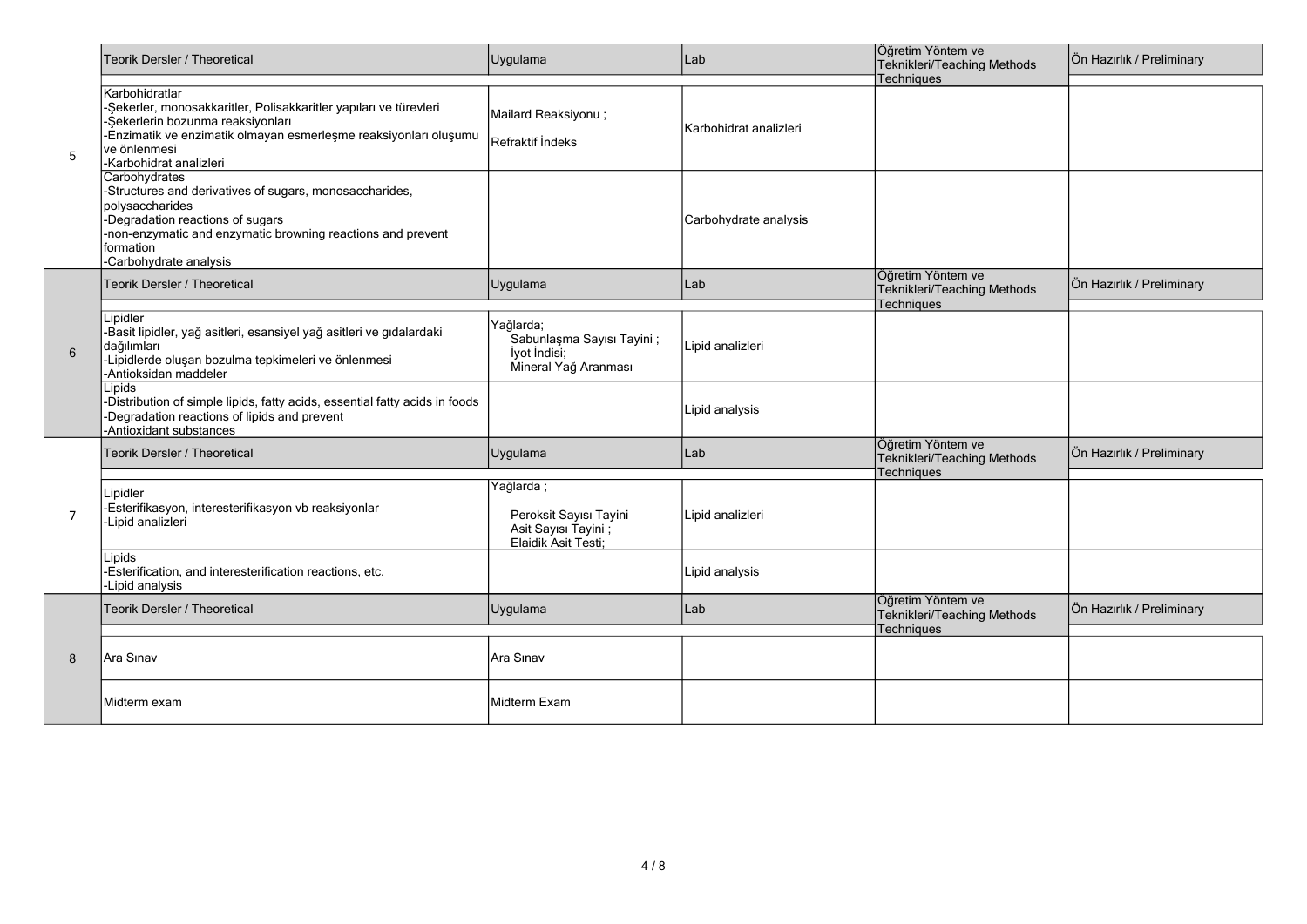| | Teorik Dersler / Theoretical | Uygulama | Lab | Öğretim Yöntem ve Teknikleri/Teaching Methods Techniques | Ön Hazırlık / Preliminary |
|---|---|---|---|---|---|
| 5 | Karbohidratlar<br>-Şekerler, monosakkaritler, Polisakkaritler yapıları ve türevleri<br>-Şekerlerin bozunma reaksiyonları<br>-Enzimatik ve enzimatik olmayan esmerleşme reaksiyonları oluşumu ve önlenmesi<br>-Karbohidrat analizleri | Mailard Reaksiyonu ;<br>Refraktif İndeks | Karbohidrat analizleri | | |
| | Carbohydrates<br>-Structures and derivatives of sugars, monosaccharides, polysaccharides<br>-Degradation reactions of sugars<br>-non-enzymatic and enzymatic browning reactions and prevent formation<br>-Carbohydrate analysis | | Carbohydrate analysis | | |
| | Teorik Dersler / Theoretical | Uygulama | Lab | Öğretim Yöntem ve Teknikleri/Teaching Methods Techniques | Ön Hazırlık / Preliminary |
| 6 | Lipidler<br>-Basit lipidler, yağ asitleri, esansiyel yağ asitleri ve gıdalardaki dağılımları<br>-Lipidlerde oluşan bozulma tepkimeleri ve önlenmesi<br>-Antioksidan maddeler | Yağlarda;<br>Sabunlaşma Sayısı Tayini ;<br>İyot İndisi;<br>Mineral Yağ Aranması | Lipid analizleri | | |
| | Lipids<br>-Distribution of simple lipids, fatty acids, essential fatty acids in foods<br>-Degradation reactions of lipids and prevent<br>-Antioxidant substances | | Lipid analysis | | |
| | Teorik Dersler / Theoretical | Uygulama | Lab | Öğretim Yöntem ve Teknikleri/Teaching Methods Techniques | Ön Hazırlık / Preliminary |
| 7 | Lipidler<br>-Esterifikasyon, interesterifikasyon vb reaksiyonlar<br>-Lipid analizleri | Yağlarda ;<br>Peroksit Sayısı Tayini<br>Asit Sayısı Tayini ;<br>Elaidik Asit Testi; | Lipid analizleri | | |
| | Lipids<br>-Esterification, and interesterification reactions, etc.<br>-Lipid analysis | | Lipid analysis | | |
| | Teorik Dersler / Theoretical | Uygulama | Lab | Öğretim Yöntem ve Teknikleri/Teaching Methods Techniques | Ön Hazırlık / Preliminary |
| 8 | Ara Sınav | Ara Sınav | | | |
| | Midterm exam | Midterm Exam | | | |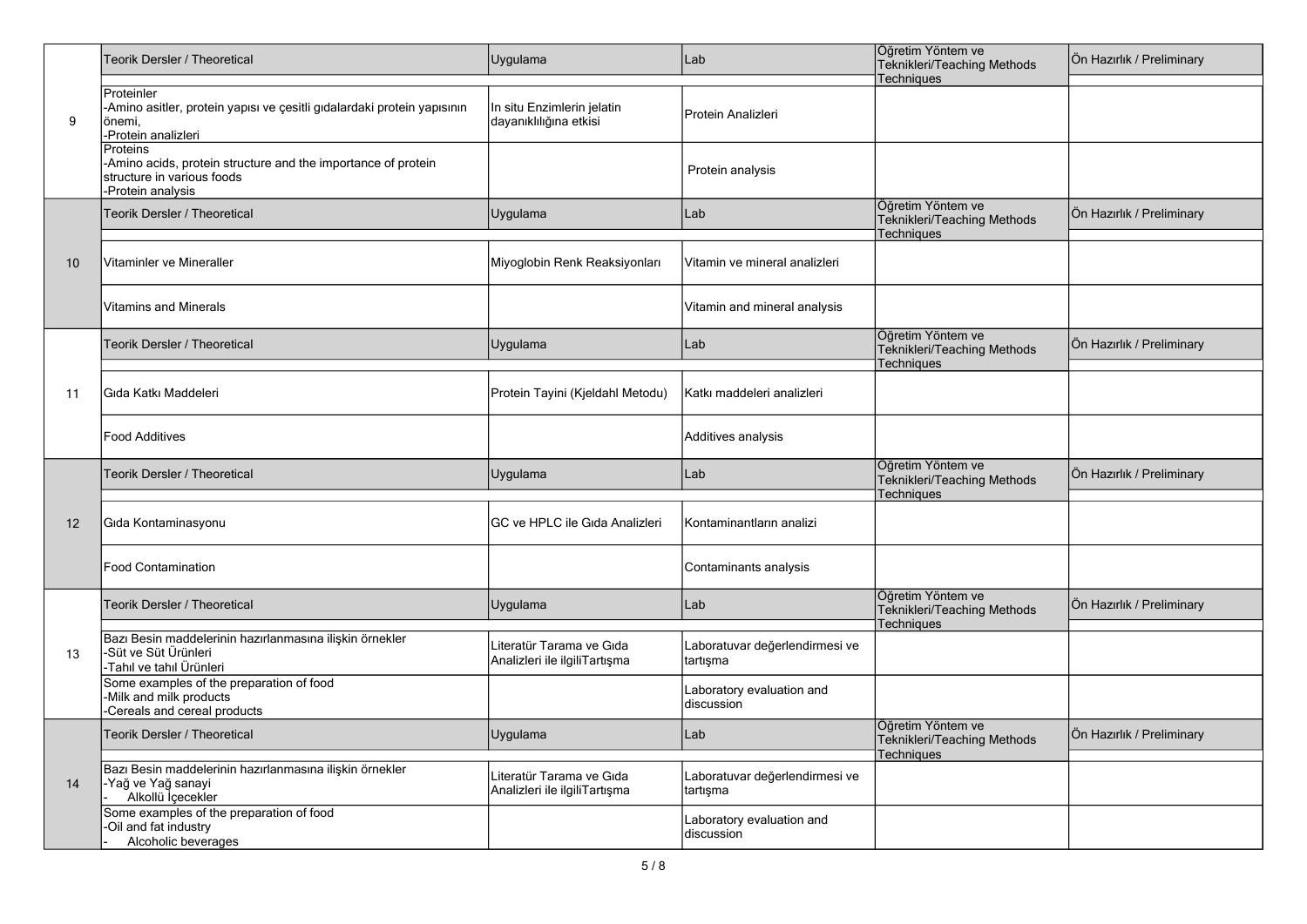| | Teorik Dersler / Theoretical | Uygulama | Lab | Öğretim Yöntem ve Teknikleri/Teaching Methods Techniques | Ön Hazırlık / Preliminary |
|---|---|---|---|---|---|
| 9 | Proteinler<br>-Amino asitler, protein yapısı ve çeşitli gıdalardaki protein yapısının önemi,<br>-Protein analizleri | In situ Enzimlerin jelatin dayanıklılığına etkisi | Protein Analizleri | | |
| | Proteins<br>-Amino acids, protein structure and the importance of protein structure in various foods<br>-Protein analysis | | Protein analysis | | |
| | Teorik Dersler / Theoretical | Uygulama | Lab | Öğretim Yöntem ve Teknikleri/Teaching Methods Techniques | Ön Hazırlık / Preliminary |
| 10 | Vitaminler ve Mineraller | Miyoglobin Renk Reaksiyonları | Vitamin ve mineral analizleri | | |
| | Vitamins and Minerals | | Vitamin and mineral analysis | | |
| | Teorik Dersler / Theoretical | Uygulama | Lab | Öğretim Yöntem ve Teknikleri/Teaching Methods Techniques | Ön Hazırlık / Preliminary |
| 11 | Gıda Katkı Maddeleri | Protein Tayini (Kjeldahl Metodu) | Katkı maddeleri analizleri | | |
| | Food Additives | | Additives analysis | | |
| | Teorik Dersler / Theoretical | Uygulama | Lab | Öğretim Yöntem ve Teknikleri/Teaching Methods Techniques | Ön Hazırlık / Preliminary |
| 12 | Gıda Kontaminasyonu | GC ve HPLC ile Gıda Analizleri | Kontaminantların analizi | | |
| | Food Contamination | | Contaminants analysis | | |
| | Teorik Dersler / Theoretical | Uygulama | Lab | Öğretim Yöntem ve Teknikleri/Teaching Methods Techniques | Ön Hazırlık / Preliminary |
| 13 | Bazı Besin maddelerinin hazırlanmasına ilişkin örnekler<br>-Süt ve Süt Ürünleri<br>-Tahıl ve tahıl Ürünleri | Literatür Tarama ve Gıda Analizleri ile ilgiliTartışma | Laboratuvar değerlendirmesi ve tartışma | | |
| | Some examples of the preparation of food<br>-Milk and milk products<br>-Cereals and cereal products | | Laboratory evaluation and discussion | | |
| | Teorik Dersler / Theoretical | Uygulama | Lab | Öğretim Yöntem ve Teknikleri/Teaching Methods Techniques | Ön Hazırlık / Preliminary |
| 14 | Bazı Besin maddelerinin hazırlanmasına ilişkin örnekler<br>-Yağ ve Yağ sanayi<br>- Alkollü İçecekler | Literatür Tarama ve Gıda Analizleri ile ilgiliTartışma | Laboratuvar değerlendirmesi ve tartışma | | |
| | Some examples of the preparation of food<br>-Oil and fat industry<br>- Alcoholic beverages | | Laboratory evaluation and discussion | | |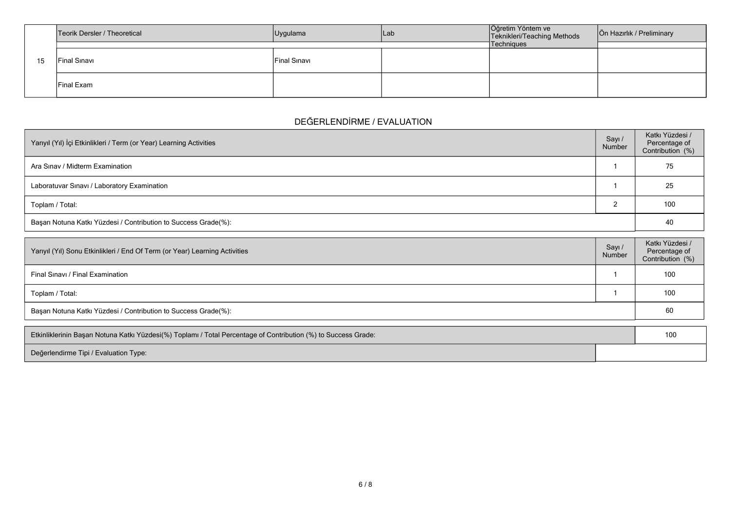| | Teorik Dersler / Theoretical | Uygulama | Lab | Öğretim Yöntem ve Teknikleri/Teaching Methods Techniques | Ön Hazırlık / Preliminary |
|---|---|---|---|---|---|
| 15 | Final Sınavı | Final Sınavı | | | |
| | Final Exam | | | | |

## DEĞERLENDİRME / EVALUATION

| Yarıyıl (Yıl) İçi Etkinlikleri / Term (or Year) Learning Activities | Sayı / Number | Katkı Yüzdesi / Percentage of Contribution (%) |
|---|---|---|
| Ara Sınav / Midterm Examination | 1 | 75 |
| Laboratuvar Sınavı / Laboratory Examination | 1 | 25 |
| Toplam / Total: | 2 | 100 |
| Başarı Notuna Katkı Yüzdesi / Contribution to Success Grade(%): | | 40 |

| Yarıyıl (Yıl) Sonu Etkinlikleri / End Of Term (or Year) Learning Activities | Sayı / Number | Katkı Yüzdesi / Percentage of Contribution (%) |
|---|---|---|
| Final Sınavı / Final Examination | 1 | 100 |
| Toplam / Total: | 1 | 100 |
| Başarı Notuna Katkı Yüzdesi / Contribution to Success Grade(%): | | 60 |

| Etkinliklerinin Başarı Notuna Katkı Yüzdesi(%) Toplamı / Total Percentage of Contribution (%) to Success Grade: | 100 |
|---|---|
| Değerlendirme Tipi / Evaluation Type: | |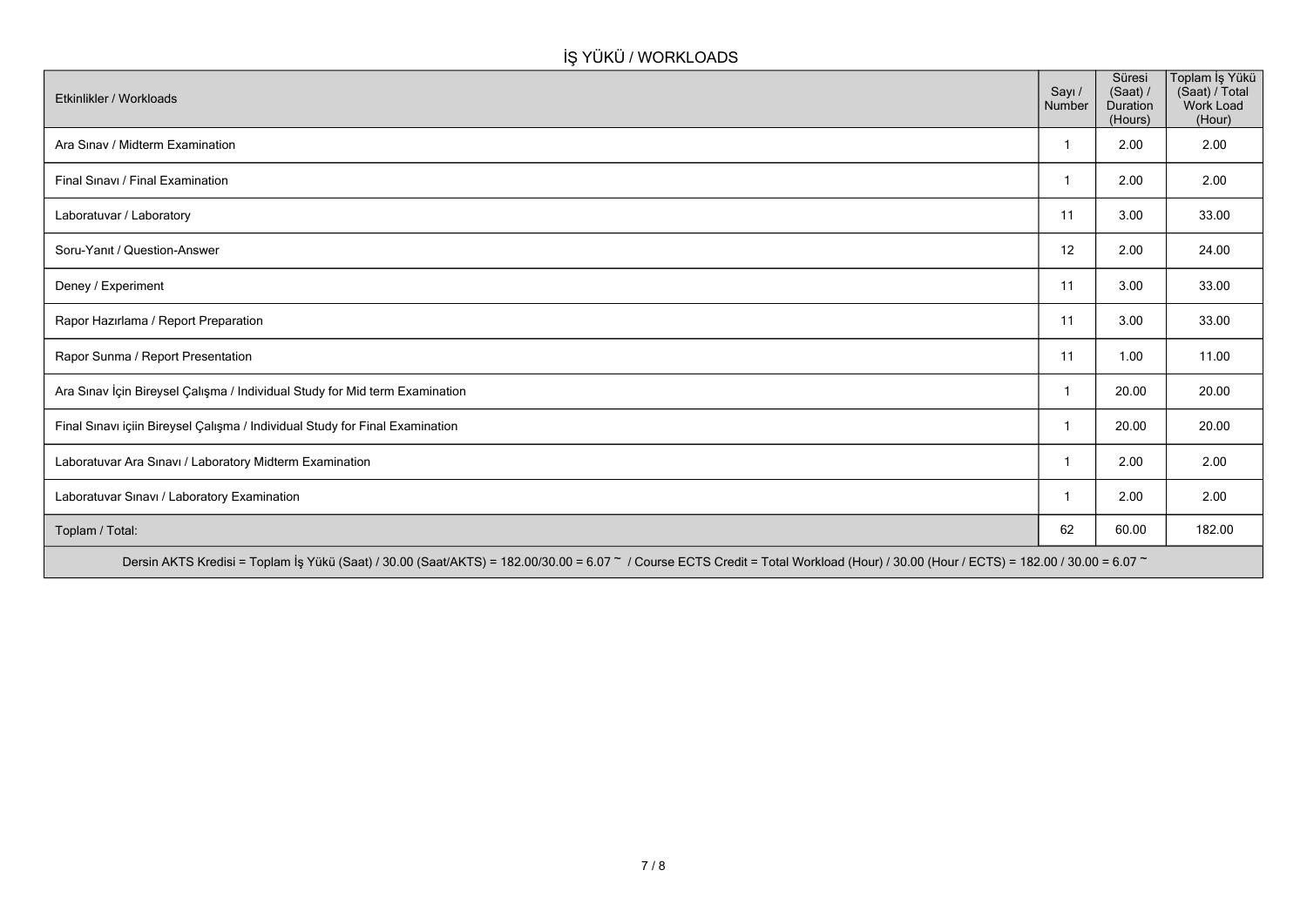## İŞ YÜKÜ / WORKLOADS

| Etkinlikler / Workloads | Sayı / Number | Süresi (Saat) / Duration (Hours) | Toplam İş Yükü (Saat) / Total Work Load (Hour) |
|---|---|---|---|
| Ara Sınav / Midterm Examination | 1 | 2.00 | 2.00 |
| Final Sınavı / Final Examination | 1 | 2.00 | 2.00 |
| Laboratuvar / Laboratory | 11 | 3.00 | 33.00 |
| Soru-Yanıt / Question-Answer | 12 | 2.00 | 24.00 |
| Deney / Experiment | 11 | 3.00 | 33.00 |
| Rapor Hazırlama / Report Preparation | 11 | 3.00 | 33.00 |
| Rapor Sunma / Report Presentation | 11 | 1.00 | 11.00 |
| Ara Sınav İçin Bireysel Çalışma / Individual Study for Mid term Examination | 1 | 20.00 | 20.00 |
| Final Sınavı içiin Bireysel Çalışma / Individual Study for Final Examination | 1 | 20.00 | 20.00 |
| Laboratuvar Ara Sınavı / Laboratory Midterm Examination | 1 | 2.00 | 2.00 |
| Laboratuvar Sınavı / Laboratory Examination | 1 | 2.00 | 2.00 |
| Toplam / Total: | 62 | 60.00 | 182.00 |

Dersin AKTS Kredisi = Toplam İş Yükü (Saat) / 30.00 (Saat/AKTS) = 182.00/30.00 = 6.07 ~ / Course ECTS Credit = Total Workload (Hour) / 30.00 (Hour / ECTS) = 182.00 / 30.00 = 6.07 ~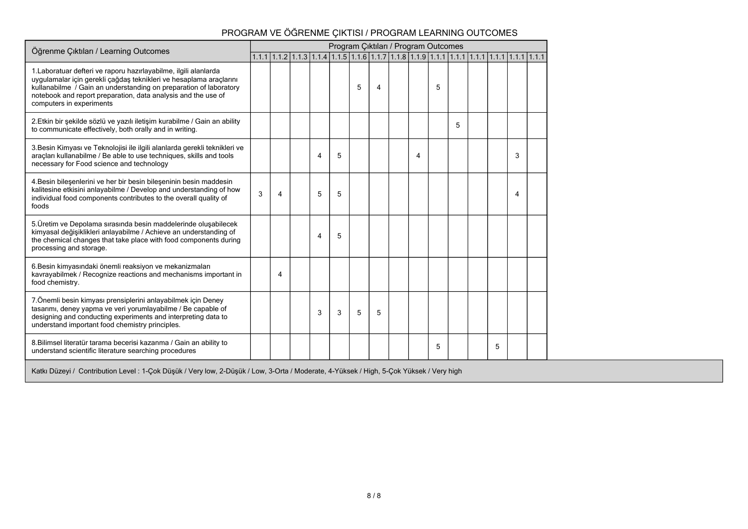# PROGRAM VE ÖĞRENME ÇIKTISI / PROGRAM LEARNING OUTCOMES

| Öğrenme Çıktıları / Learning Outcomes | Program Çıktıları / Program Outcomes | | | | | | | | | | | | | | |
|---|---|---|---|---|---|---|---|---|---|---|---|---|---|---|---|
| | 1.1.1 | 1.1.2 | 1.1.3 | 1.1.4 | 1.1.5 | 1.1.6 | 1.1.7 | 1.1.8 | 1.1.9 | 1.1.1 | 1.1.1 | 1.1.1 | 1.1.1 | 1.1.1 | 1.1.1 |
| 1.Laboratuar defteri ve raporu hazırlayabilme, ilgili alanlarda uygulamalar için gerekli çağdaş teknikleri ve hesaplama araçlarını kullanabilme / Gain an understanding on preparation of laboratory notebook and report preparation, data analysis and the use of computers in experiments | | | | | | 5 | 4 | | | 5 | | | | | |
| 2.Etkin bir şekilde sözlü ve yazılı iletişim kurabilme / Gain an ability to communicate effectively, both orally and in writing. | | | | | | | | | | | 5 | | | | |
| 3.Besin Kimyası ve Teknolojisi ile ilgili alanlarda gerekli teknikleri ve araçları kullanabilme / Be able to use techniques, skills and tools necessary for Food science and technology | | | | 4 | 5 | | | | 4 | | | | | 3 | |
| 4.Besin bileşenlerini ve her bir besin bileşeninin besin maddesin kalitesine etkisini anlayabilme / Develop and understanding of how individual food components contributes to the overall quality of foods | 3 | 4 | | 5 | 5 | | | | | | | | | 4 | |
| 5.Üretim ve Depolama sırasında besin maddelerinde oluşabilecek kimyasal değişiklikleri anlayabilme / Achieve an understanding of the chemical changes that take place with food components during processing and storage. | | | | 4 | 5 | | | | | | | | | | |
| 6.Besin kimyasındaki önemli reaksiyon ve mekanizmaları kavrayabilmek / Recognize reactions and mechanisms important in food chemistry. | | 4 | | | | | | | | | | | | | |
| 7.Önemli besin kimyası prensiplerini anlayabilmek için Deney tasarımı, deney yapma ve veri yorumlayabilme / Be capable of designing and conducting experiments and interpreting data to understand important food chemistry principles. | | | | 3 | 3 | 5 | 5 | | | | | | | | |
| 8.Bilimsel literatür tarama becerisi kazanma / Gain an ability to understand scientific literature searching procedures | | | | | | | | | | 5 | | | 5 | | |

Katkı Düzeyi / Contribution Level : 1-Çok Düşük / Very low, 2-Düşük / Low, 3-Orta / Moderate, 4-Yüksek / High, 5-Çok Yüksek / Very high